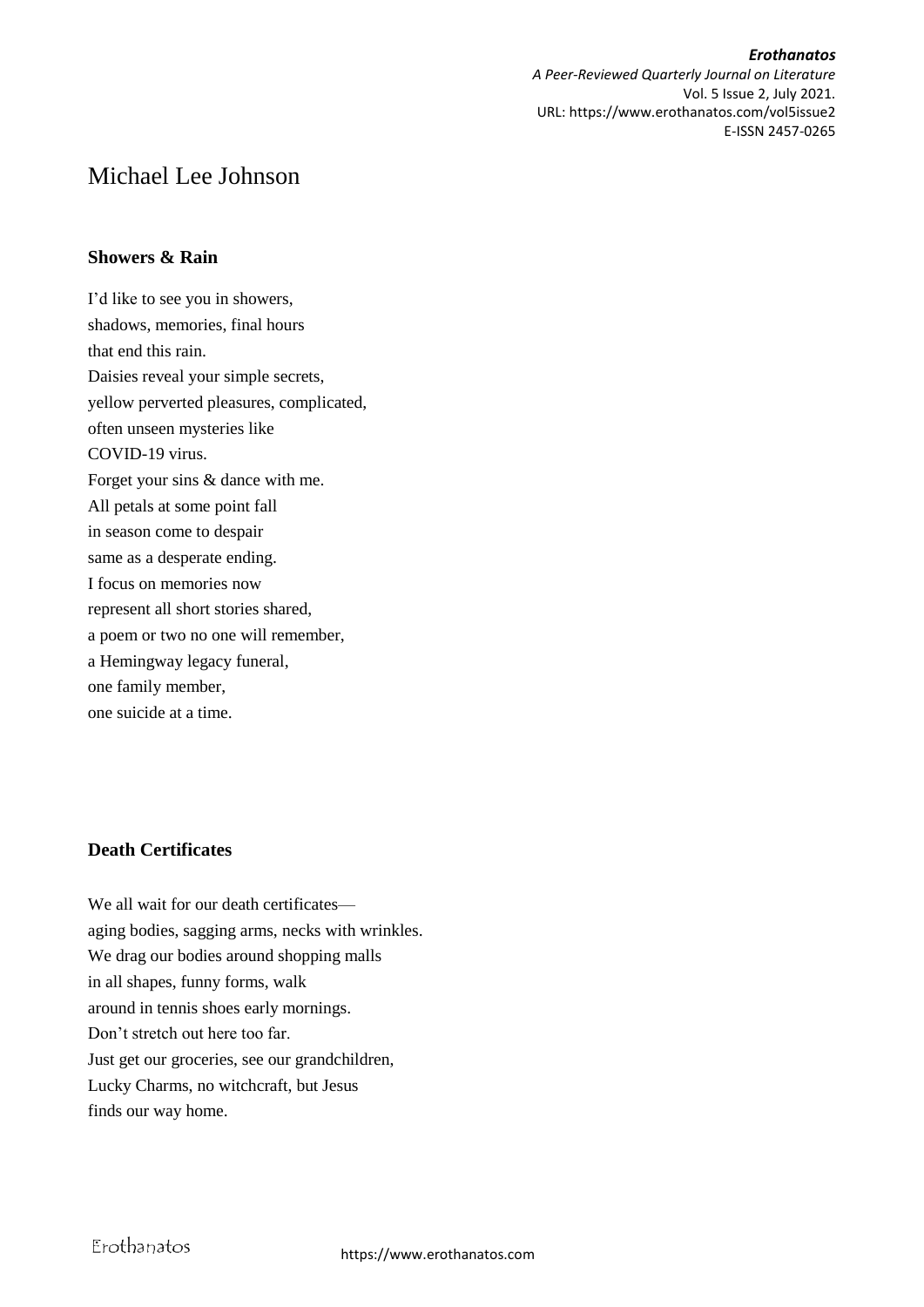# Michael Lee Johnson

### Showers & Rain

I'd like to see you in showers,
shadows, memories, final hours
that end this rain.
Daisies reveal your simple secrets,
yellow perverted pleasures, complicated,
often unseen mysteries like
COVID-19 virus.
Forget your sins & dance with me.
All petals at some point fall
in season come to despair
same as a desperate ending.
I focus on memories now
represent all short stories shared,
a poem or two no one will remember,
a Hemingway legacy funeral,
one family member,
one suicide at a time.

### Death Certificates

We all wait for our death certificates—
aging bodies, sagging arms, necks with wrinkles.
We drag our bodies around shopping malls
in all shapes, funny forms, walk
around in tennis shoes early mornings.
Don't stretch out here too far.
Just get our groceries, see our grandchildren,
Lucky Charms, no witchcraft, but Jesus
finds our way home.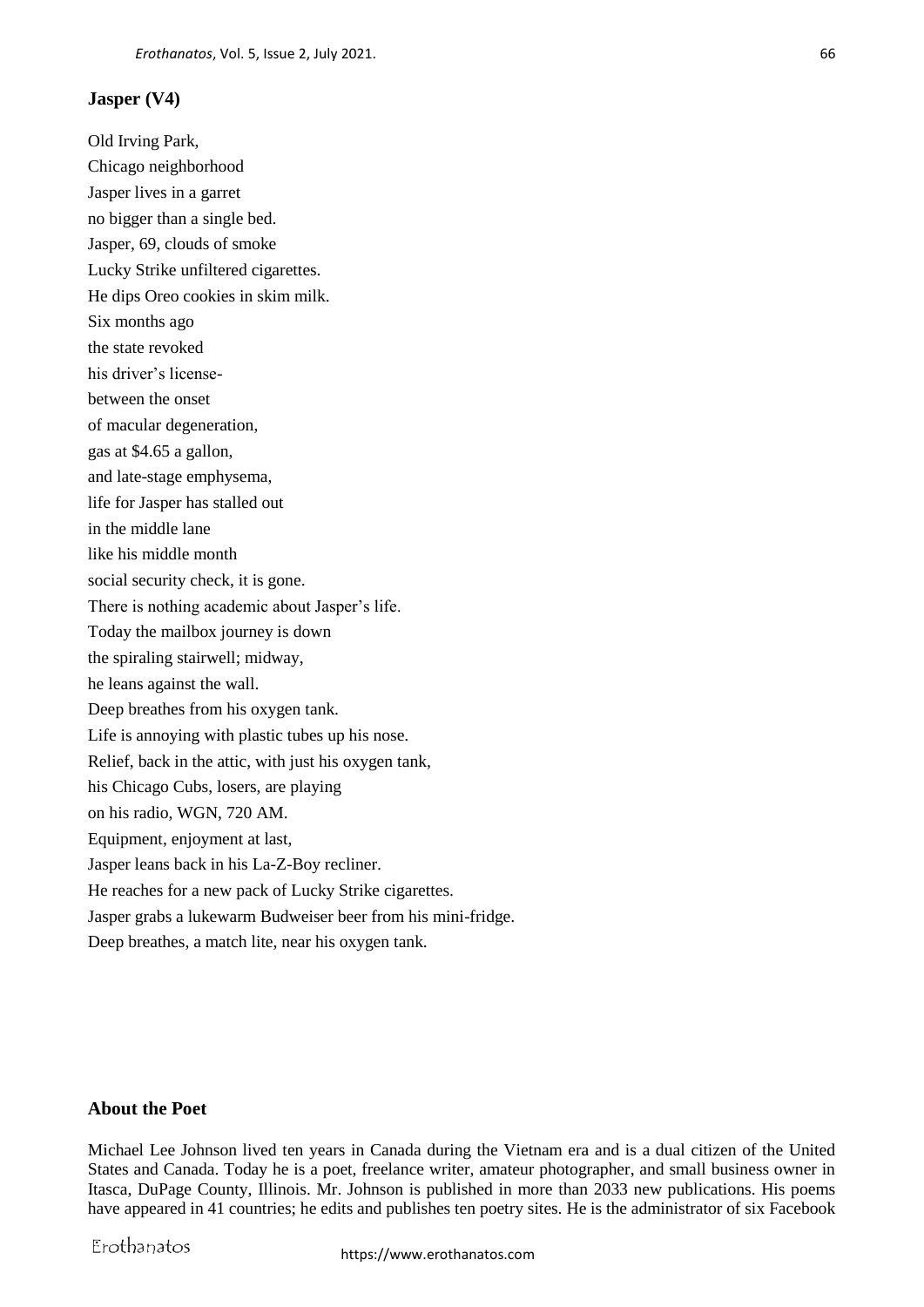## Jasper (V4)

Old Irving Park,  
Chicago neighborhood  
Jasper lives in a garret  
no bigger than a single bed.  
Jasper, 69, clouds of smoke  
Lucky Strike unfiltered cigarettes.  
He dips Oreo cookies in skim milk.  
Six months ago  
the state revoked  
his driver's license-  
between the onset  
of macular degeneration,  
gas at $4.65 a gallon,  
and late-stage emphysema,  
life for Jasper has stalled out  
in the middle lane  
like his middle month  
social security check, it is gone.  
There is nothing academic about Jasper's life.  
Today the mailbox journey is down  
the spiraling stairwell; midway,  
he leans against the wall.  
Deep breathes from his oxygen tank.  
Life is annoying with plastic tubes up his nose.  
Relief, back in the attic, with just his oxygen tank,  
his Chicago Cubs, losers, are playing  
on his radio, WGN, 720 AM.  
Equipment, enjoyment at last,  
Jasper leans back in his La-Z-Boy recliner.  
He reaches for a new pack of Lucky Strike cigarettes.  
Jasper grabs a lukewarm Budweiser beer from his mini-fridge.  
Deep breathes, a match lite, near his oxygen tank.

## About the Poet

Michael Lee Johnson lived ten years in Canada during the Vietnam era and is a dual citizen of the United States and Canada. Today he is a poet, freelance writer, amateur photographer, and small business owner in Itasca, DuPage County, Illinois. Mr. Johnson is published in more than 2033 new publications. His poems have appeared in 41 countries; he edits and publishes ten poetry sites. He is the administrator of six Facebook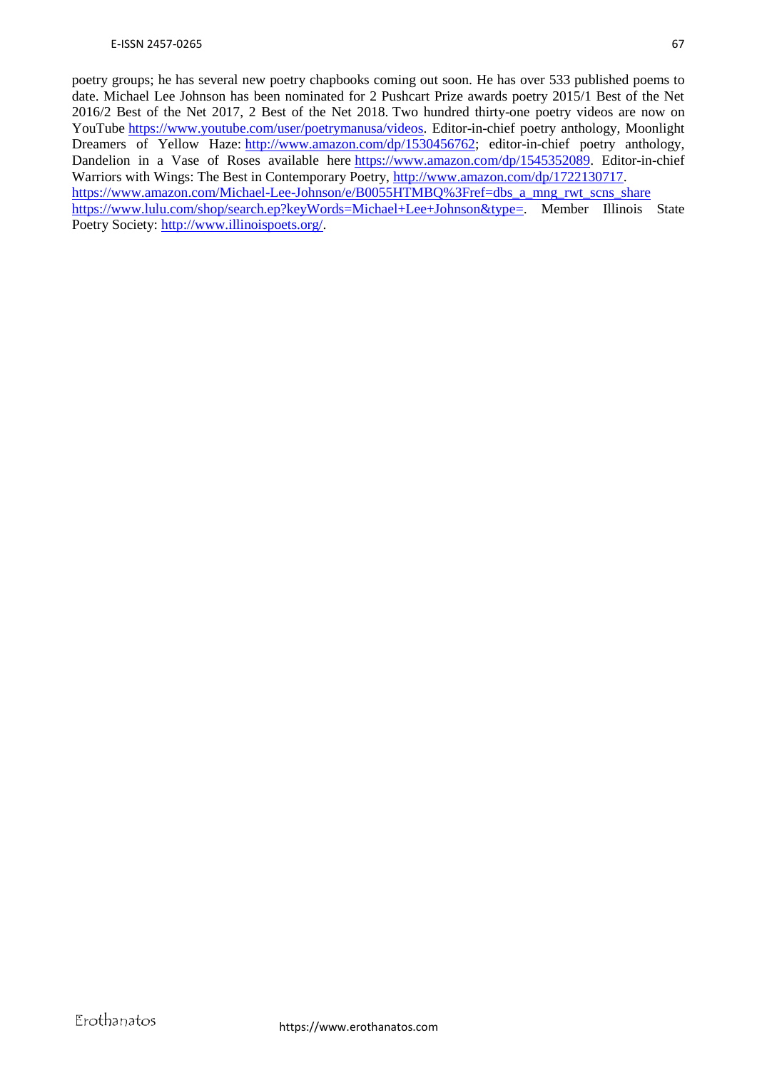poetry groups; he has several new poetry chapbooks coming out soon. He has over 533 published poems to date. Michael Lee Johnson has been nominated for 2 Pushcart Prize awards poetry 2015/1 Best of the Net 2016/2 Best of the Net 2017, 2 Best of the Net 2018. Two hundred thirty-one poetry videos are now on YouTube https://www.youtube.com/user/poetrymanusa/videos. Editor-in-chief poetry anthology, Moonlight Dreamers of Yellow Haze: http://www.amazon.com/dp/1530456762; editor-in-chief poetry anthology, Dandelion in a Vase of Roses available here https://www.amazon.com/dp/1545352089. Editor-in-chief Warriors with Wings: The Best in Contemporary Poetry, http://www.amazon.com/dp/1722130717. https://www.amazon.com/Michael-Lee-Johnson/e/B0055HTMBQ%3Fref=dbs_a_mng_rwt_scns_share https://www.lulu.com/shop/search.ep?keyWords=Michael+Lee+Johnson&type=. Member Illinois State Poetry Society: http://www.illinoispoets.org/.